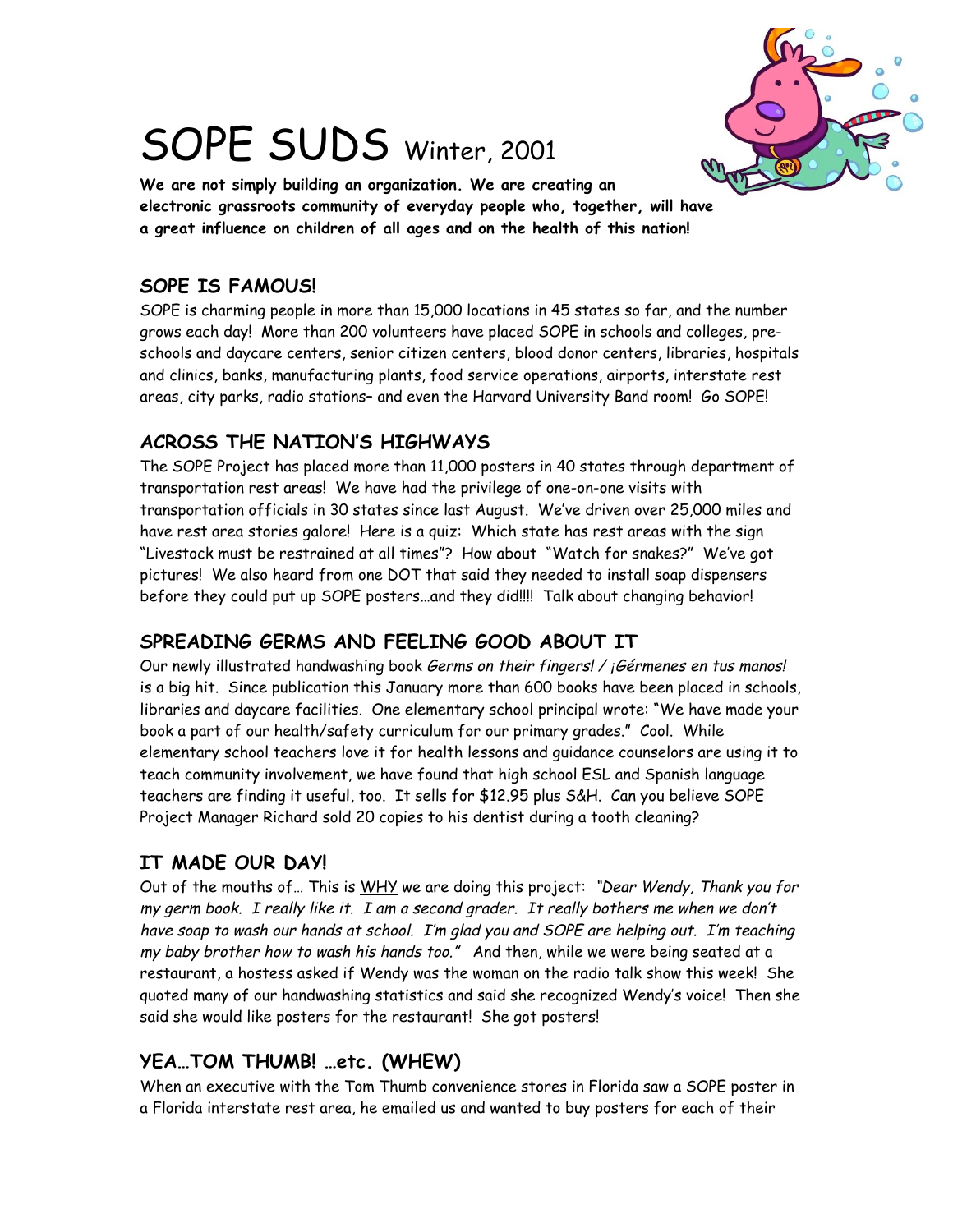# SOPE SUDS Winter, 2001

**We are not simply building an organization. We are creating an electronic grassroots community of everyday people who, together, will have a great influence on children of all ages and on the health of this nation!**

## SOPE IS FAMOUS!

SOPE is charming people in more than 15,000 locations in 45 states so far, and the number grows each day! More than 200 volunteers have placed SOPE in schools and colleges, pre-schools and daycare centers, senior citizen centers, blood donor centers, libraries, hospitals and clinics, banks, manufacturing plants, food service operations, airports, interstate rest areas, city parks, radio stations– and even the Harvard University Band room! Go SOPE!

## ACROSS THE NATION'S HIGHWAYS

The SOPE Project has placed more than 11,000 posters in 40 states through department of transportation rest areas! We have had the privilege of one-on-one visits with transportation officials in 30 states since last August. We've driven over 25,000 miles and have rest area stories galore! Here is a quiz: Which state has rest areas with the sign "Livestock must be restrained at all times"? How about "Watch for snakes?" We've got pictures! We also heard from one DOT that said they needed to install soap dispensers before they could put up SOPE posters…and they did!!!! Talk about changing behavior!

## SPREADING GERMS AND FEELING GOOD ABOUT IT

Our newly illustrated handwashing book *Germs on their fingers! / ¡Gérmenes en tus manos!* is a big hit. Since publication this January more than 600 books have been placed in schools, libraries and daycare facilities. One elementary school principal wrote: "We have made your book a part of our health/safety curriculum for our primary grades." Cool. While elementary school teachers love it for health lessons and guidance counselors are using it to teach community involvement, we have found that high school ESL and Spanish language teachers are finding it useful, too. It sells for $12.95 plus S&H. Can you believe SOPE Project Manager Richard sold 20 copies to his dentist during a tooth cleaning?

## IT MADE OUR DAY!

Out of the mouths of… This is WHY we are doing this project: *"Dear Wendy, Thank you for my germ book. I really like it. I am a second grader. It really bothers me when we don't have soap to wash our hands at school. I'm glad you and SOPE are helping out. I'm teaching my baby brother how to wash his hands too."* And then, while we were being seated at a restaurant, a hostess asked if Wendy was the woman on the radio talk show this week! She quoted many of our handwashing statistics and said she recognized Wendy's voice! Then she said she would like posters for the restaurant! She got posters!

## YEA…TOM THUMB! …etc. (WHEW)

When an executive with the Tom Thumb convenience stores in Florida saw a SOPE poster in a Florida interstate rest area, he emailed us and wanted to buy posters for each of their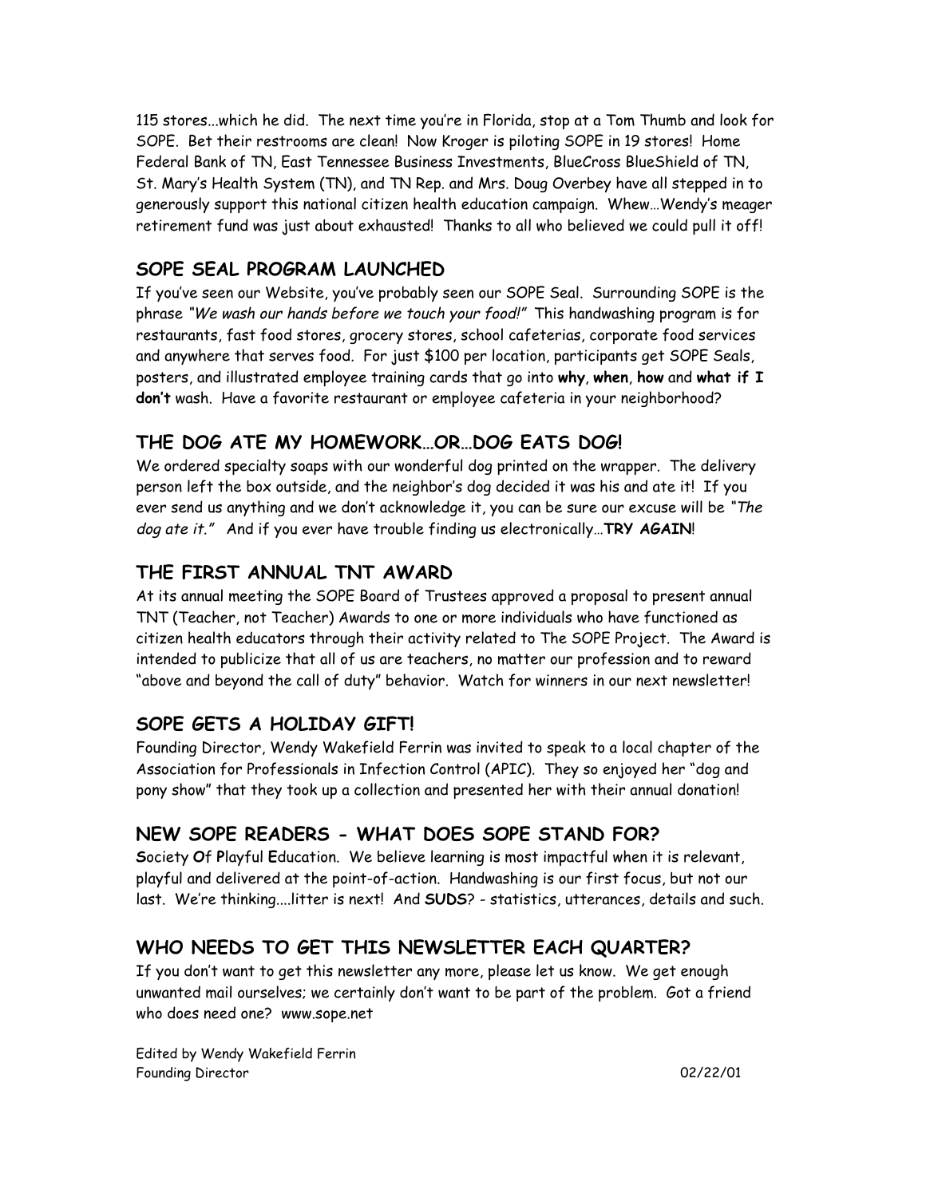115 stores...which he did. The next time you're in Florida, stop at a Tom Thumb and look for SOPE. Bet their restrooms are clean! Now Kroger is piloting SOPE in 19 stores! Home Federal Bank of TN, East Tennessee Business Investments, BlueCross BlueShield of TN, St. Mary's Health System (TN), and TN Rep. and Mrs. Doug Overbey have all stepped in to generously support this national citizen health education campaign. Whew…Wendy's meager retirement fund was just about exhausted! Thanks to all who believed we could pull it off!

## SOPE SEAL PROGRAM LAUNCHED

If you've seen our Website, you've probably seen our SOPE Seal. Surrounding SOPE is the phrase *"We wash our hands before we touch your food!"* This handwashing program is for restaurants, fast food stores, grocery stores, school cafeterias, corporate food services and anywhere that serves food. For just $100 per location, participants get SOPE Seals, posters, and illustrated employee training cards that go into **why**, **when**, **how** and **what if I don't** wash. Have a favorite restaurant or employee cafeteria in your neighborhood?

## THE DOG ATE MY HOMEWORK…OR…DOG EATS DOG!

We ordered specialty soaps with our wonderful dog printed on the wrapper. The delivery person left the box outside, and the neighbor's dog decided it was his and ate it! If you ever send us anything and we don't acknowledge it, you can be sure our excuse will be *"The dog ate it."* And if you ever have trouble finding us electronically…**TRY AGAIN**!

## THE FIRST ANNUAL TNT AWARD

At its annual meeting the SOPE Board of Trustees approved a proposal to present annual TNT (Teacher, not Teacher) Awards to one or more individuals who have functioned as citizen health educators through their activity related to The SOPE Project. The Award is intended to publicize that all of us are teachers, no matter our profession and to reward "above and beyond the call of duty" behavior. Watch for winners in our next newsletter!

## SOPE GETS A HOLIDAY GIFT!

Founding Director, Wendy Wakefield Ferrin was invited to speak to a local chapter of the Association for Professionals in Infection Control (APIC). They so enjoyed her "dog and pony show" that they took up a collection and presented her with their annual donation!

## NEW SOPE READERS - WHAT DOES SOPE STAND FOR?

**S**ociety **O**f **P**layful **E**ducation. We believe learning is most impactful when it is relevant, playful and delivered at the point-of-action. Handwashing is our first focus, but not our last. We're thinking....litter is next! And **SUDS**? - statistics, utterances, details and such.

## WHO NEEDS TO GET THIS NEWSLETTER EACH QUARTER?

If you don't want to get this newsletter any more, please let us know. We get enough unwanted mail ourselves; we certainly don't want to be part of the problem. Got a friend who does need one? www.sope.net

Edited by Wendy Wakefield Ferrin
Founding Director 02/22/01